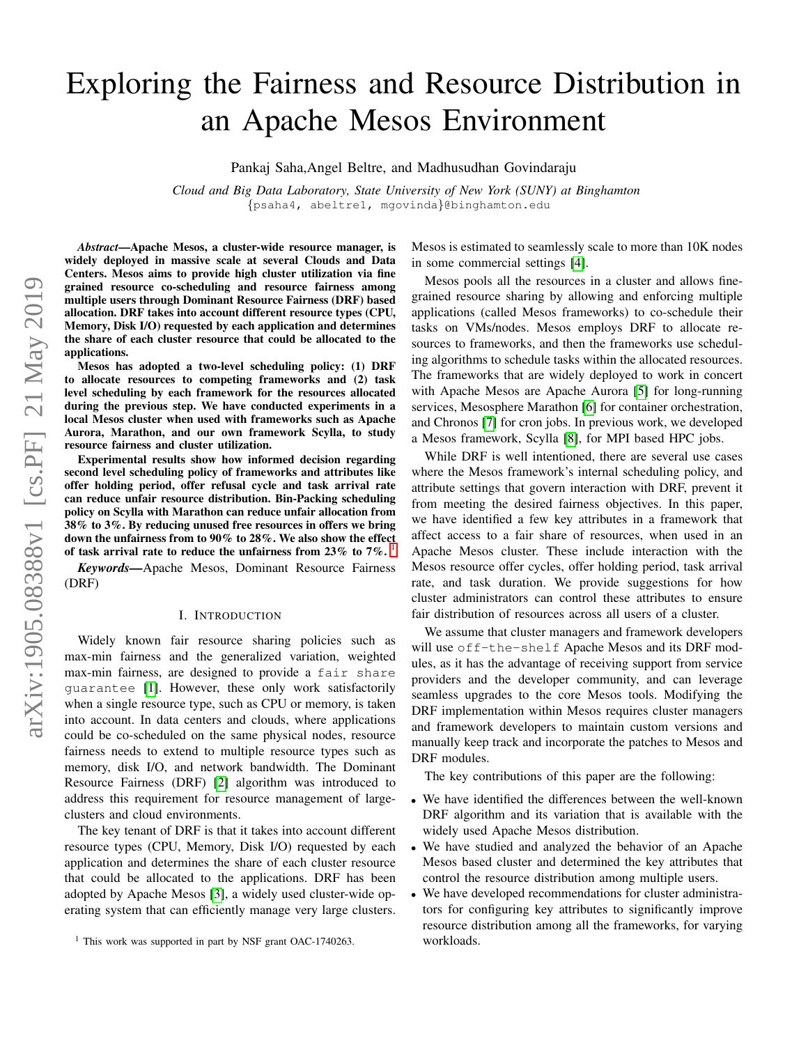# Exploring the Fairness and Resource Distribution in an Apache Mesos Environment

Pankaj Saha, Angel Beltre, and Madhusudhan Govindaraju

*Cloud and Big Data Laboratory, State University of New York (SUNY) at Binghamton*
{psaha4, abeltre1, mgovinda}@binghamton.edu

***Abstract*—Apache Mesos, a cluster-wide resource manager, is widely deployed in massive scale at several Clouds and Data Centers. Mesos aims to provide high cluster utilization via fine grained resource co-scheduling and resource fairness among multiple users through Dominant Resource Fairness (DRF) based allocation. DRF takes into account different resource types (CPU, Memory, Disk I/O) requested by each application and determines the share of each cluster resource that could be allocated to the applications.**

**Mesos has adopted a two-level scheduling policy: (1) DRF to allocate resources to competing frameworks and (2) task level scheduling by each framework for the resources allocated during the previous step. We have conducted experiments in a local Mesos cluster when used with frameworks such as Apache Aurora, Marathon, and our own framework Scylla, to study resource fairness and cluster utilization.**

**Experimental results show how informed decision regarding second level scheduling policy of frameworks and attributes like offer holding period, offer refusal cycle and task arrival rate can reduce unfair resource distribution. Bin-Packing scheduling policy on Scylla with Marathon can reduce unfair allocation from 38% to 3%. By reducing unused free resources in offers we bring down the unfairness from to 90% to 28%. We also show the effect of task arrival rate to reduce the unfairness from 23% to 7%.** [1]

***Keywords*—Apache Mesos, Dominant Resource Fairness (DRF)**

## I. Introduction

Widely known fair resource sharing policies such as max-min fairness and the generalized variation, weighted max-min fairness, are designed to provide a `fair share guarantee` [1]. However, these only work satisfactorily when a single resource type, such as CPU or memory, is taken into account. In data centers and clouds, where applications could be co-scheduled on the same physical nodes, resource fairness needs to extend to multiple resource types such as memory, disk I/O, and network bandwidth. The Dominant Resource Fairness (DRF) [2] algorithm was introduced to address this requirement for resource management of large-clusters and cloud environments.

The key tenant of DRF is that it takes into account different resource types (CPU, Memory, Disk I/O) requested by each application and determines the share of each cluster resource that could be allocated to the applications. DRF has been adopted by Apache Mesos [3], a widely used cluster-wide operating system that can efficiently manage very large clusters. Mesos is estimated to seamlessly scale to more than 10K nodes in some commercial settings [4].

Mesos pools all the resources in a cluster and allows fine-grained resource sharing by allowing and enforcing multiple applications (called Mesos frameworks) to co-schedule their tasks on VMs/nodes. Mesos employs DRF to allocate resources to frameworks, and then the frameworks use scheduling algorithms to schedule tasks within the allocated resources. The frameworks that are widely deployed to work in concert with Apache Mesos are Apache Aurora [5] for long-running services, Mesosphere Marathon [6] for container orchestration, and Chronos [7] for cron jobs. In previous work, we developed a Mesos framework, Scylla [8], for MPI based HPC jobs.

While DRF is well intentioned, there are several use cases where the Mesos framework's internal scheduling policy, and attribute settings that govern interaction with DRF, prevent it from meeting the desired fairness objectives. In this paper, we have identified a few key attributes in a framework that affect access to a fair share of resources, when used in an Apache Mesos cluster. These include interaction with the Mesos resource offer cycles, offer holding period, task arrival rate, and task duration. We provide suggestions for how cluster administrators can control these attributes to ensure fair distribution of resources across all users of a cluster.

We assume that cluster managers and framework developers will use `off-the-shelf` Apache Mesos and its DRF modules, as it has the advantage of receiving support from service providers and the developer community, and can leverage seamless upgrades to the core Mesos tools. Modifying the DRF implementation within Mesos requires cluster managers and framework developers to maintain custom versions and manually keep track and incorporate the patches to Mesos and DRF modules.

The key contributions of this paper are the following:

- We have identified the differences between the well-known DRF algorithm and its variation that is available with the widely used Apache Mesos distribution.
- We have studied and analyzed the behavior of an Apache Mesos based cluster and determined the key attributes that control the resource distribution among multiple users.
- We have developed recommendations for cluster administrators for configuring key attributes to significantly improve resource distribution among all the frameworks, for varying workloads.

[1] This work was supported in part by NSF grant OAC-1740263.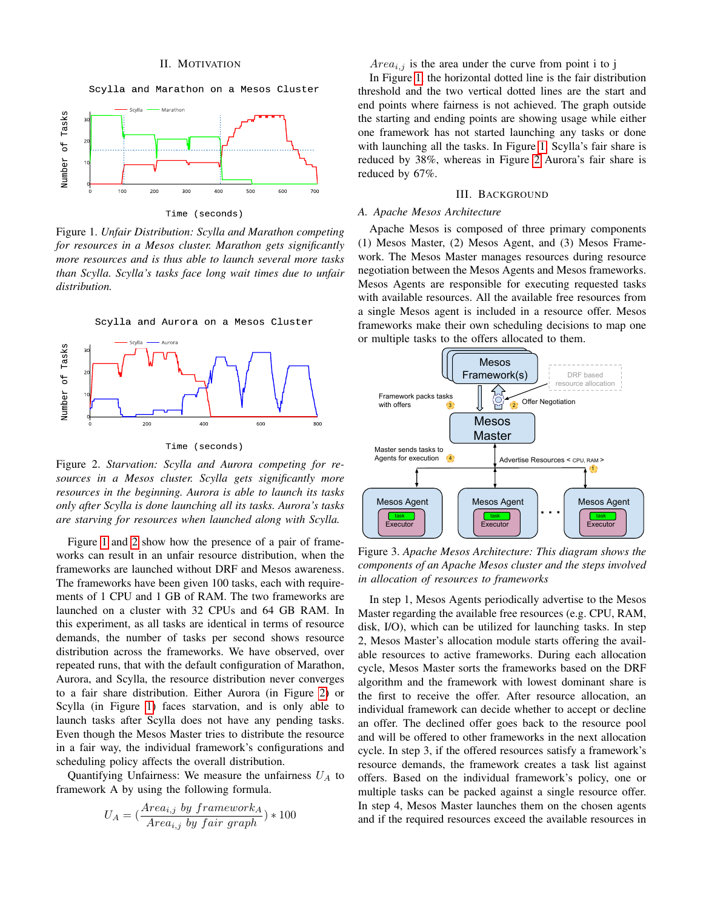## II. Motivation

Figure 1. *Unfair Distribution: Scylla and Marathon competing for resources in a Mesos cluster. Marathon gets significantly more resources and is thus able to launch several more tasks than Scylla. Scylla's tasks face long wait times due to unfair distribution.*

Figure 2. *Starvation: Scylla and Aurora competing for resources in a Mesos cluster. Scylla gets significantly more resources in the beginning. Aurora is able to launch its tasks only after Scylla is done launching all its tasks. Aurora's tasks are starving for resources when launched along with Scylla.*

Figure 1 and 2 show how the presence of a pair of frameworks can result in an unfair resource distribution, when the frameworks are launched without DRF and Mesos awareness. The frameworks have been given 100 tasks, each with requirements of 1 CPU and 1 GB of RAM. The two frameworks are launched on a cluster with 32 CPUs and 64 GB RAM. In this experiment, as all tasks are identical in terms of resource demands, the number of tasks per second shows resource distribution across the frameworks. We have observed, over repeated runs, that with the default configuration of Marathon, Aurora, and Scylla, the resource distribution never converges to a fair share distribution. Either Aurora (in Figure 2) or Scylla (in Figure 1) faces starvation, and is only able to launch tasks after Scylla does not have any pending tasks. Even though the Mesos Master tries to distribute the resource in a fair way, the individual framework's configurations and scheduling policy affects the overall distribution.

Quantifying Unfairness: We measure the unfairness $U_A$ to framework A by using the following formula.

$$U_A = \left(\frac{Area_{i,j}\ by\ framework_A}{Area_{i,j}\ by\ fair\ graph}\right) * 100$$

$Area_{i,j}$ is the area under the curve from point i to j

In Figure 1, the horizontal dotted line is the fair distribution threshold and the two vertical dotted lines are the start and end points where fairness is not achieved. The graph outside the starting and ending points are showing usage while either one framework has not started launching any tasks or done with launching all the tasks. In Figure 1, Scylla's fair share is reduced by 38%, whereas in Figure 2 Aurora's fair share is reduced by 67%.

## III. Background

### A. Apache Mesos Architecture

Apache Mesos is composed of three primary components (1) Mesos Master, (2) Mesos Agent, and (3) Mesos Framework. The Mesos Master manages resources during resource negotiation between the Mesos Agents and Mesos frameworks. Mesos Agents are responsible for executing requested tasks with available resources. All the available free resources from a single Mesos agent is included in a resource offer. Mesos frameworks make their own scheduling decisions to map one or multiple tasks to the offers allocated to them.

Figure 3. *Apache Mesos Architecture: This diagram shows the components of an Apache Mesos cluster and the steps involved in allocation of resources to frameworks*

In step 1, Mesos Agents periodically advertise to the Mesos Master regarding the available free resources (e.g. CPU, RAM, disk, I/O), which can be utilized for launching tasks. In step 2, Mesos Master's allocation module starts offering the available resources to active frameworks. During each allocation cycle, Mesos Master sorts the frameworks based on the DRF algorithm and the framework with lowest dominant share is the first to receive the offer. After resource allocation, an individual framework can decide whether to accept or decline an offer. The declined offer goes back to the resource pool and will be offered to other frameworks in the next allocation cycle. In step 3, if the offered resources satisfy a framework's resource demands, the framework creates a task list against offers. Based on the individual framework's policy, one or multiple tasks can be packed against a single resource offer. In step 4, Mesos Master launches them on the chosen agents and if the required resources exceed the available resources in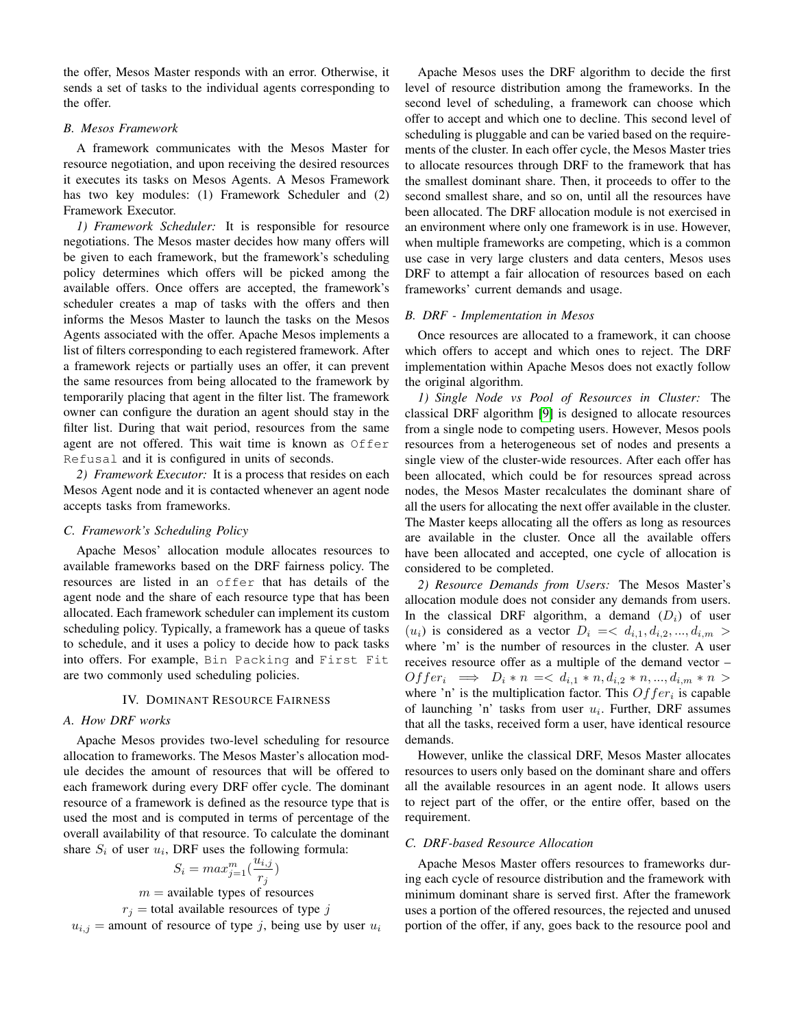the offer, Mesos Master responds with an error. Otherwise, it sends a set of tasks to the individual agents corresponding to the offer.

### B. Mesos Framework

A framework communicates with the Mesos Master for resource negotiation, and upon receiving the desired resources it executes its tasks on Mesos Agents. A Mesos Framework has two key modules: (1) Framework Scheduler and (2) Framework Executor.

*1) Framework Scheduler:* It is responsible for resource negotiations. The Mesos master decides how many offers will be given to each framework, but the framework's scheduling policy determines which offers will be picked among the available offers. Once offers are accepted, the framework's scheduler creates a map of tasks with the offers and then informs the Mesos Master to launch the tasks on the Mesos Agents associated with the offer. Apache Mesos implements a list of filters corresponding to each registered framework. After a framework rejects or partially uses an offer, it can prevent the same resources from being allocated to the framework by temporarily placing that agent in the filter list. The framework owner can configure the duration an agent should stay in the filter list. During that wait period, resources from the same agent are not offered. This wait time is known as `Offer Refusal` and it is configured in units of seconds.

*2) Framework Executor:* It is a process that resides on each Mesos Agent node and it is contacted whenever an agent node accepts tasks from frameworks.

### C. Framework's Scheduling Policy

Apache Mesos' allocation module allocates resources to available frameworks based on the DRF fairness policy. The resources are listed in an `offer` that has details of the agent node and the share of each resource type that has been allocated. Each framework scheduler can implement its custom scheduling policy. Typically, a framework has a queue of tasks to schedule, and it uses a policy to decide how to pack tasks into offers. For example, `Bin Packing` and `First Fit` are two commonly used scheduling policies.

## IV. Dominant Resource Fairness

### A. How DRF works

Apache Mesos provides two-level scheduling for resource allocation to frameworks. The Mesos Master's allocation module decides the amount of resources that will be offered to each framework during every DRF offer cycle. The dominant resource of a framework is defined as the resource type that is used the most and is computed in terms of percentage of the overall availability of that resource. To calculate the dominant share $S_i$ of user $u_i$, DRF uses the following formula:

$$S_i = max_{j=1}^{m}(\frac{u_{i,j}}{r_j})$$

$m =$ available types of resources

$r_j =$ total available resources of type $j$

$u_{i,j} =$ amount of resource of type $j$, being use by user $u_i$

Apache Mesos uses the DRF algorithm to decide the first level of resource distribution among the frameworks. In the second level of scheduling, a framework can choose which offer to accept and which one to decline. This second level of scheduling is pluggable and can be varied based on the requirements of the cluster. In each offer cycle, the Mesos Master tries to allocate resources through DRF to the framework that has the smallest dominant share. Then, it proceeds to offer to the second smallest share, and so on, until all the resources have been allocated. The DRF allocation module is not exercised in an environment where only one framework is in use. However, when multiple frameworks are competing, which is a common use case in very large clusters and data centers, Mesos uses DRF to attempt a fair allocation of resources based on each frameworks' current demands and usage.

### B. DRF - Implementation in Mesos

Once resources are allocated to a framework, it can choose which offers to accept and which ones to reject. The DRF implementation within Apache Mesos does not exactly follow the original algorithm.

*1) Single Node vs Pool of Resources in Cluster:* The classical DRF algorithm [9] is designed to allocate resources from a single node to competing users. However, Mesos pools resources from a heterogeneous set of nodes and presents a single view of the cluster-wide resources. After each offer has been allocated, which could be for resources spread across nodes, the Mesos Master recalculates the dominant share of all the users for allocating the next offer available in the cluster. The Master keeps allocating all the offers as long as resources are available in the cluster. Once all the available offers have been allocated and accepted, one cycle of allocation is considered to be completed.

*2) Resource Demands from Users:* The Mesos Master's allocation module does not consider any demands from users. In the classical DRF algorithm, a demand ($D_i$) of user ($u_i$) is considered as a vector $D_i = < d_{i,1}, d_{i,2}, ..., d_{i,m} >$ where 'm' is the number of resources in the cluster. A user receives resource offer as a multiple of the demand vector – $Offer_i \implies D_i * n = < d_{i,1} * n, d_{i,2} * n, ..., d_{i,m} * n >$ where 'n' is the multiplication factor. This $Offer_i$ is capable of launching 'n' tasks from user $u_i$. Further, DRF assumes that all the tasks, received form a user, have identical resource demands.

However, unlike the classical DRF, Mesos Master allocates resources to users only based on the dominant share and offers all the available resources in an agent node. It allows users to reject part of the offer, or the entire offer, based on the requirement.

### C. DRF-based Resource Allocation

Apache Mesos Master offers resources to frameworks during each cycle of resource distribution and the framework with minimum dominant share is served first. After the framework uses a portion of the offered resources, the rejected and unused portion of the offer, if any, goes back to the resource pool and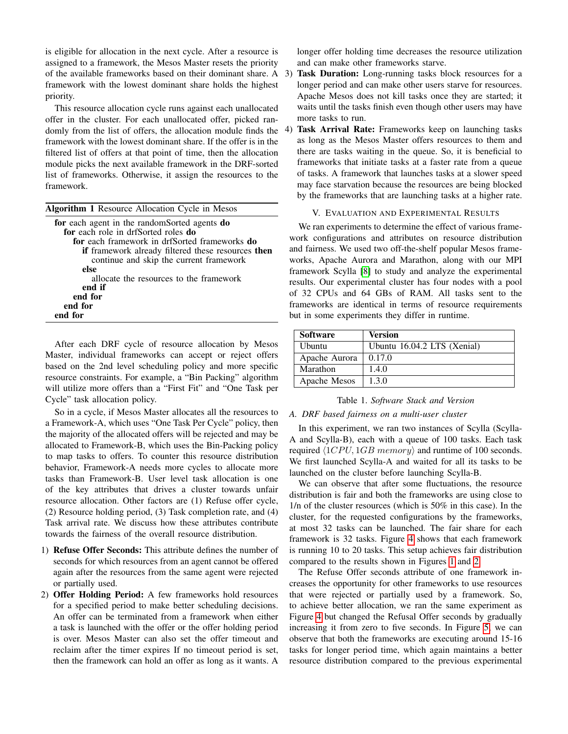is eligible for allocation in the next cycle. After a resource is assigned to a framework, the Mesos Master resets the priority of the available frameworks based on their dominant share. A framework with the lowest dominant share holds the highest priority.

This resource allocation cycle runs against each unallocated offer in the cluster. For each unallocated offer, picked randomly from the list of offers, the allocation module finds the framework with the lowest dominant share. If the offer is in the filtered list of offers at that point of time, then the allocation module picks the next available framework in the DRF-sorted list of frameworks. Otherwise, it assign the resources to the framework.

**Algorithm 1** Resource Allocation Cycle in Mesos

```
for each agent in the randomSorted agents do
  for each role in drfSorted roles do
    for each framework in drfSorted frameworks do
      if framework already filtered these resources then
        continue and skip the current framework
      else
        allocate the resources to the framework
      end if
    end for
  end for
end for
```

After each DRF cycle of resource allocation by Mesos Master, individual frameworks can accept or reject offers based on the 2nd level scheduling policy and more specific resource constraints. For example, a "Bin Packing" algorithm will utilize more offers than a "First Fit" and "One Task per Cycle" task allocation policy.

So in a cycle, if Mesos Master allocates all the resources to a Framework-A, which uses "One Task Per Cycle" policy, then the majority of the allocated offers will be rejected and may be allocated to Framework-B, which uses the Bin-Packing policy to map tasks to offers. To counter this resource distribution behavior, Framework-A needs more cycles to allocate more tasks than Framework-B. User level task allocation is one of the key attributes that drives a cluster towards unfair resource allocation. Other factors are (1) Refuse offer cycle, (2) Resource holding period, (3) Task completion rate, and (4) Task arrival rate. We discuss how these attributes contribute towards the fairness of the overall resource distribution.

1) **Refuse Offer Seconds:** This attribute defines the number of seconds for which resources from an agent cannot be offered again after the resources from the same agent were rejected or partially used.
2) **Offer Holding Period:** A few frameworks hold resources for a specified period to make better scheduling decisions. An offer can be terminated from a framework when either a task is launched with the offer or the offer holding period is over. Mesos Master can also set the offer timeout and reclaim after the timer expires If no timeout period is set, then the framework can hold an offer as long as it wants. A longer offer holding time decreases the resource utilization and can make other frameworks starve.
3) **Task Duration:** Long-running tasks block resources for a longer period and can make other users starve for resources. Apache Mesos does not kill tasks once they are started; it waits until the tasks finish even though other users may have more tasks to run.
4) **Task Arrival Rate:** Frameworks keep on launching tasks as long as the Mesos Master offers resources to them and there are tasks waiting in the queue. So, it is beneficial to frameworks that initiate tasks at a faster rate from a queue of tasks. A framework that launches tasks at a slower speed may face starvation because the resources are being blocked by the frameworks that are launching tasks at a higher rate.

## V. Evaluation and Experimental Results

We ran experiments to determine the effect of various framework configurations and attributes on resource distribution and fairness. We used two off-the-shelf popular Mesos frameworks, Apache Aurora and Marathon, along with our MPI framework Scylla [8] to study and analyze the experimental results. Our experimental cluster has four nodes with a pool of 32 CPUs and 64 GBs of RAM. All tasks sent to the frameworks are identical in terms of resource requirements but in some experiments they differ in runtime.

| Software | Version |
|---|---|
| Ubuntu | Ubuntu 16.04.2 LTS (Xenial) |
| Apache Aurora | 0.17.0 |
| Marathon | 1.4.0 |
| Apache Mesos | 1.3.0 |

Table 1. *Software Stack and Version*

### A. DRF based fairness on a multi-user cluster

In this experiment, we ran two instances of Scylla (Scylla-A and Scylla-B), each with a queue of 100 tasks. Each task required $\langle 1CPU, 1GB\ memory \rangle$ and runtime of 100 seconds. We first launched Scylla-A and waited for all its tasks to be launched on the cluster before launching Scylla-B.

We can observe that after some fluctuations, the resource distribution is fair and both the frameworks are using close to 1/n of the cluster resources (which is 50% in this case). In the cluster, for the requested configurations by the frameworks, at most 32 tasks can be launched. The fair share for each framework is 32 tasks. Figure 4 shows that each framework is running 10 to 20 tasks. This setup achieves fair distribution compared to the results shown in Figures 1 and 2.

The Refuse Offer seconds attribute of one framework increases the opportunity for other frameworks to use resources that were rejected or partially used by a framework. So, to achieve better allocation, we ran the same experiment as Figure 4 but changed the Refusal Offer seconds by gradually increasing it from zero to five seconds. In Figure 5, we can observe that both the frameworks are executing around 15-16 tasks for longer period time, which again maintains a better resource distribution compared to the previous experimental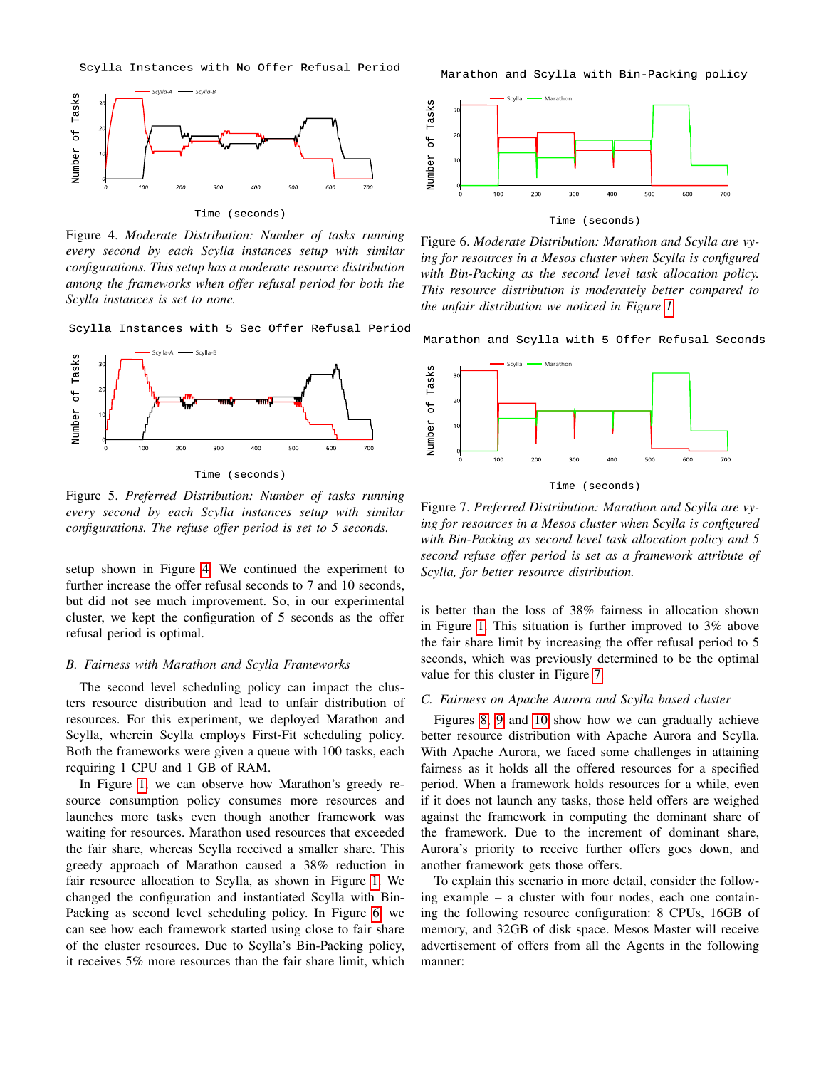Scylla Instances with No Offer Refusal Period

Figure 4. *Moderate Distribution: Number of tasks running every second by each Scylla instances setup with similar configurations. This setup has a moderate resource distribution among the frameworks when offer refusal period for both the Scylla instances is set to none.*

Scylla Instances with 5 Sec Offer Refusal Period

Figure 5. *Preferred Distribution: Number of tasks running every second by each Scylla instances setup with similar configurations. The refuse offer period is set to 5 seconds.*

setup shown in Figure 4. We continued the experiment to further increase the offer refusal seconds to 7 and 10 seconds, but did not see much improvement. So, in our experimental cluster, we kept the configuration of 5 seconds as the offer refusal period is optimal.

### B. Fairness with Marathon and Scylla Frameworks

The second level scheduling policy can impact the clusters resource distribution and lead to unfair distribution of resources. For this experiment, we deployed Marathon and Scylla, wherein Scylla employs First-Fit scheduling policy. Both the frameworks were given a queue with 100 tasks, each requiring 1 CPU and 1 GB of RAM.

In Figure 1, we can observe how Marathon's greedy resource consumption policy consumes more resources and launches more tasks even though another framework was waiting for resources. Marathon used resources that exceeded the fair share, whereas Scylla received a smaller share. This greedy approach of Marathon caused a 38% reduction in fair resource allocation to Scylla, as shown in Figure 1. We changed the configuration and instantiated Scylla with Bin-Packing as second level scheduling policy. In Figure 6, we can see how each framework started using close to fair share of the cluster resources. Due to Scylla's Bin-Packing policy, it receives 5% more resources than the fair share limit, which

Marathon and Scylla with Bin-Packing policy

Figure 6. *Moderate Distribution: Marathon and Scylla are vying for resources in a Mesos cluster when Scylla is configured with Bin-Packing as the second level task allocation policy. This resource distribution is moderately better compared to the unfair distribution we noticed in Figure 1*

Marathon and Scylla with 5 Offer Refusal Seconds

Figure 7. *Preferred Distribution: Marathon and Scylla are vying for resources in a Mesos cluster when Scylla is configured with Bin-Packing as second level task allocation policy and 5 second refuse offer period is set as a framework attribute of Scylla, for better resource distribution.*

is better than the loss of 38% fairness in allocation shown in Figure 1. This situation is further improved to 3% above the fair share limit by increasing the offer refusal period to 5 seconds, which was previously determined to be the optimal value for this cluster in Figure 7.

### C. Fairness on Apache Aurora and Scylla based cluster

Figures 8, 9 and 10 show how we can gradually achieve better resource distribution with Apache Aurora and Scylla. With Apache Aurora, we faced some challenges in attaining fairness as it holds all the offered resources for a specified period. When a framework holds resources for a while, even if it does not launch any tasks, those held offers are weighed against the framework in computing the dominant share of the framework. Due to the increment of dominant share, Aurora's priority to receive further offers goes down, and another framework gets those offers.

To explain this scenario in more detail, consider the following example – a cluster with four nodes, each one containing the following resource configuration: 8 CPUs, 16GB of memory, and 32GB of disk space. Mesos Master will receive advertisement of offers from all the Agents in the following manner: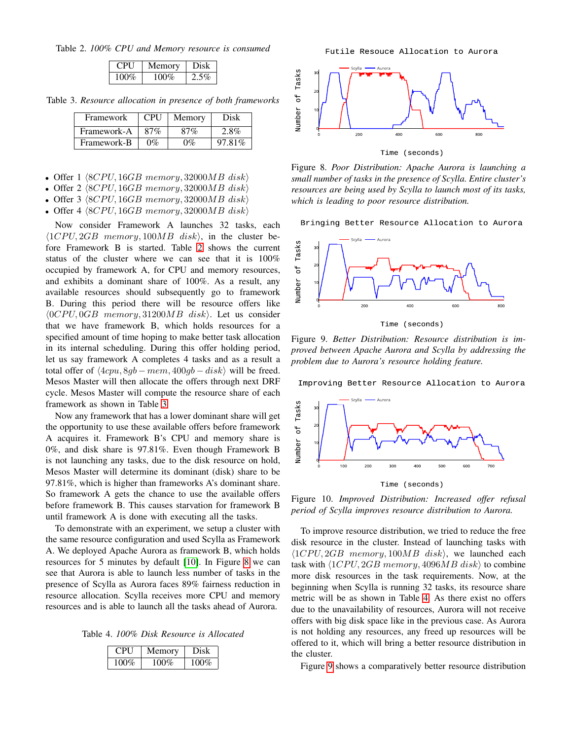Table 2. *100% CPU and Memory resource is consumed*

| CPU | Memory | Disk |
|---|---|---|
| 100% | 100% | 2.5% |

Table 3. *Resource allocation in presence of both frameworks*

| Framework | CPU | Memory | Disk |
|---|---|---|---|
| Framework-A | 87% | 87% | 2.8% |
| Framework-B | 0% | 0% | 97.81% |

- Offer 1 $\langle 8CPU, 16GB\ memory, 32000MB\ disk\rangle$
- Offer 2 $\langle 8CPU, 16GB\ memory, 32000MB\ disk\rangle$
- Offer 3 $\langle 8CPU, 16GB\ memory, 32000MB\ disk\rangle$
- Offer 4 $\langle 8CPU, 16GB\ memory, 32000MB\ disk\rangle$

Now consider Framework A launches 32 tasks, each $\langle 1CPU, 2GB\ memory, 100MB\ disk\rangle$, in the cluster before Framework B is started. Table 2 shows the current status of the cluster where we can see that it is 100% occupied by framework A, for CPU and memory resources, and exhibits a dominant share of 100%. As a result, any available resources should subsequently go to framework B. During this period there will be resource offers like $\langle 0CPU, 0GB\ memory, 31200MB\ disk\rangle$. Let us consider that we have framework B, which holds resources for a specified amount of time hoping to make better task allocation in its internal scheduling. During this offer holding period, let us say framework A completes 4 tasks and as a result a total offer of $\langle 4cpu, 8gb-mem, 400gb-disk\rangle$ will be freed. Mesos Master will then allocate the offers through next DRF cycle. Mesos Master will compute the resource share of each framework as shown in Table 3.

Now any framework that has a lower dominant share will get the opportunity to use these available offers before framework A acquires it. Framework B's CPU and memory share is 0%, and disk share is 97.81%. Even though Framework B is not launching any tasks, due to the disk resource on hold, Mesos Master will determine its dominant (disk) share to be 97.81%, which is higher than frameworks A's dominant share. So framework A gets the chance to use the available offers before framework B. This causes starvation for framework B until framework A is done with executing all the tasks.

To demonstrate with an experiment, we setup a cluster with the same resource configuration and used Scylla as Framework A. We deployed Apache Aurora as framework B, which holds resources for 5 minutes by default [10]. In Figure 8 we can see that Aurora is able to launch less number of tasks in the presence of Scylla as Aurora faces 89% fairness reduction in resource allocation. Scylla receives more CPU and memory resources and is able to launch all the tasks ahead of Aurora.

Table 4. *100% Disk Resource is Allocated*

| CPU | Memory | Disk |
|---|---|---|
| 100% | 100% | 100% |

Figure 8. *Poor Distribution: Apache Aurora is launching a small number of tasks in the presence of Scylla. Entire cluster's resources are being used by Scylla to launch most of its tasks, which is leading to poor resource distribution.*

Figure 9. *Better Distribution: Resource distribution is improved between Apache Aurora and Scylla by addressing the problem due to Aurora's resource holding feature.*

Figure 10. *Improved Distribution: Increased offer refusal period of Scylla improves resource distribution to Aurora.*

To improve resource distribution, we tried to reduce the free disk resource in the cluster. Instead of launching tasks with $\langle 1CPU, 2GB\ memory, 100MB\ disk\rangle$, we launched each task with $\langle 1CPU, 2GB\ memory, 4096MB\ disk\rangle$ to combine more disk resources in the task requirements. Now, at the beginning when Scylla is running 32 tasks, its resource share metric will be as shown in Table 4. As there exist no offers due to the unavailability of resources, Aurora will not receive offers with big disk space like in the previous case. As Aurora is not holding any resources, any freed up resources will be offered to it, which will bring a better resource distribution in the cluster.

Figure 9 shows a comparatively better resource distribution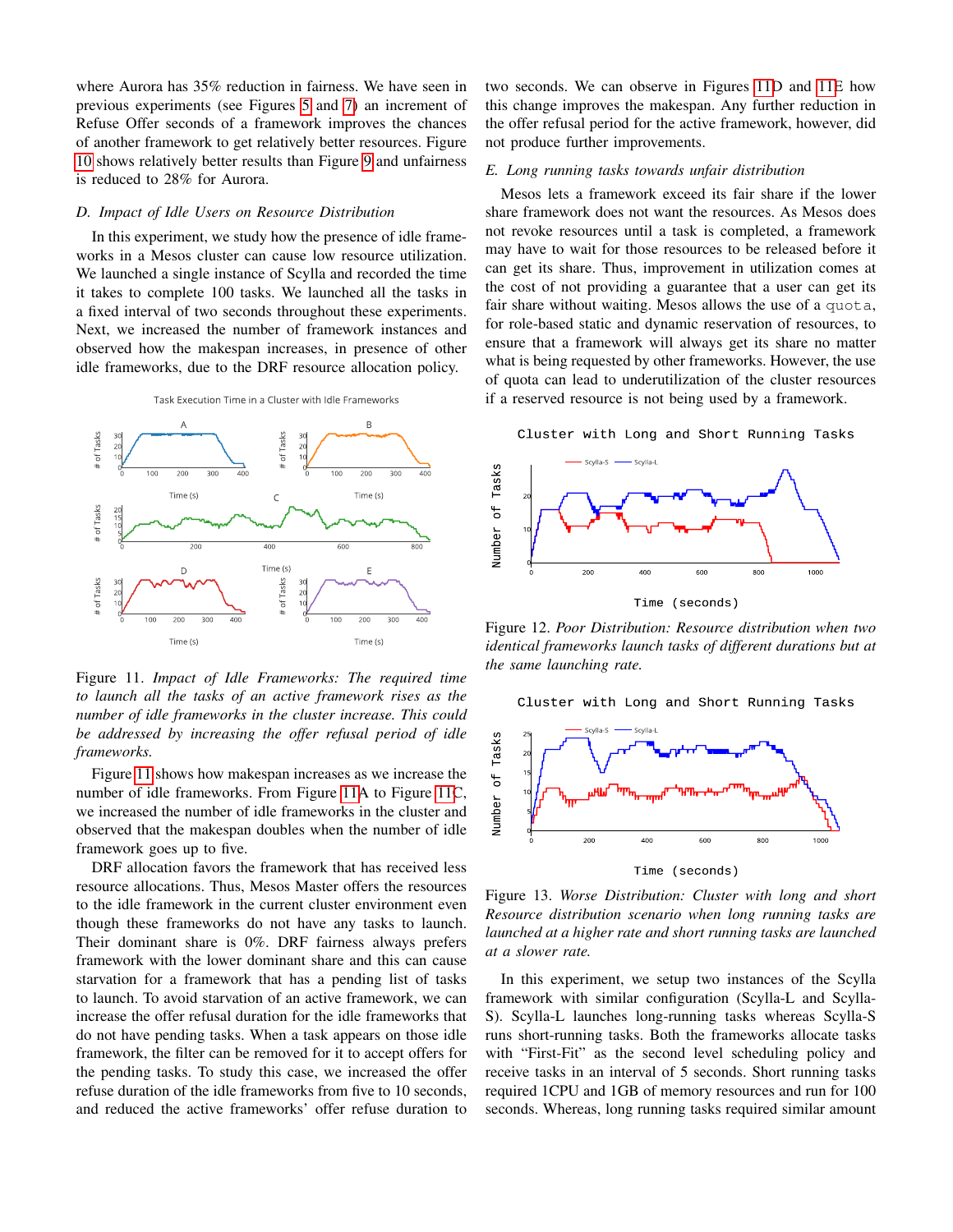where Aurora has 35% reduction in fairness. We have seen in previous experiments (see Figures 5 and 7) an increment of Refuse Offer seconds of a framework improves the chances of another framework to get relatively better resources. Figure 10 shows relatively better results than Figure 9 and unfairness is reduced to 28% for Aurora.

### D. Impact of Idle Users on Resource Distribution

In this experiment, we study how the presence of idle frameworks in a Mesos cluster can cause low resource utilization. We launched a single instance of Scylla and recorded the time it takes to complete 100 tasks. We launched all the tasks in a fixed interval of two seconds throughout these experiments. Next, we increased the number of framework instances and observed how the makespan increases, in presence of other idle frameworks, due to the DRF resource allocation policy.

Figure 11. *Impact of Idle Frameworks: The required time to launch all the tasks of an active framework rises as the number of idle frameworks in the cluster increase. This could be addressed by increasing the offer refusal period of idle frameworks.*

Figure 11 shows how makespan increases as we increase the number of idle frameworks. From Figure 11A to Figure 11C, we increased the number of idle frameworks in the cluster and observed that the makespan doubles when the number of idle framework goes up to five.

DRF allocation favors the framework that has received less resource allocations. Thus, Mesos Master offers the resources to the idle framework in the current cluster environment even though these frameworks do not have any tasks to launch. Their dominant share is 0%. DRF fairness always prefers framework with the lower dominant share and this can cause starvation for a framework that has a pending list of tasks to launch. To avoid starvation of an active framework, we can increase the offer refusal duration for the idle frameworks that do not have pending tasks. When a task appears on those idle framework, the filter can be removed for it to accept offers for the pending tasks. To study this case, we increased the offer refuse duration of the idle frameworks from five to 10 seconds, and reduced the active frameworks' offer refuse duration to two seconds. We can observe in Figures 11D and 11E how this change improves the makespan. Any further reduction in the offer refusal period for the active framework, however, did not produce further improvements.

### E. Long running tasks towards unfair distribution

Mesos lets a framework exceed its fair share if the lower share framework does not want the resources. As Mesos does not revoke resources until a task is completed, a framework may have to wait for those resources to be released before it can get its share. Thus, improvement in utilization comes at the cost of not providing a guarantee that a user can get its fair share without waiting. Mesos allows the use of a `quota`, for role-based static and dynamic reservation of resources, to ensure that a framework will always get its share no matter what is being requested by other frameworks. However, the use of quota can lead to underutilization of the cluster resources if a reserved resource is not being used by a framework.

Figure 12. *Poor Distribution: Resource distribution when two identical frameworks launch tasks of different durations but at the same launching rate.*

Figure 13. *Worse Distribution: Cluster with long and short Resource distribution scenario when long running tasks are launched at a higher rate and short running tasks are launched at a slower rate.*

In this experiment, we setup two instances of the Scylla framework with similar configuration (Scylla-L and Scylla-S). Scylla-L launches long-running tasks whereas Scylla-S runs short-running tasks. Both the frameworks allocate tasks with "First-Fit" as the second level scheduling policy and receive tasks in an interval of 5 seconds. Short running tasks required 1CPU and 1GB of memory resources and run for 100 seconds. Whereas, long running tasks required similar amount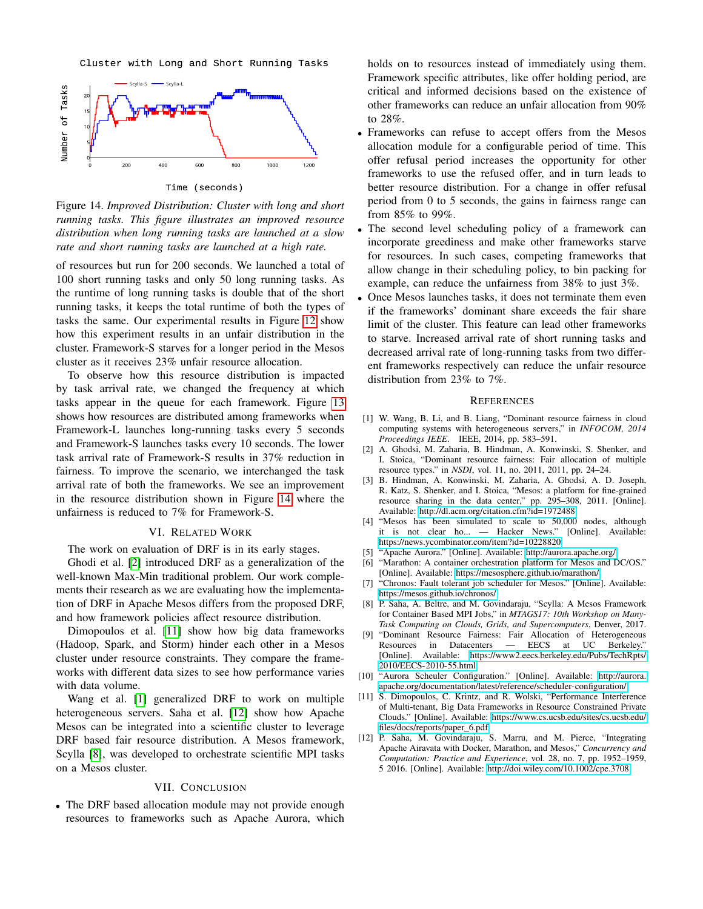Cluster with Long and Short Running Tasks

Scylla-S Scylla-L

Number of Tasks

0 5 10 15 20

0 200 400 600 800 1000 1200

Time (seconds)

Figure 14. *Improved Distribution: Cluster with long and short running tasks. This figure illustrates an improved resource distribution when long running tasks are launched at a slow rate and short running tasks are launched at a high rate.*

of resources but run for 200 seconds. We launched a total of 100 short running tasks and only 50 long running tasks. As the runtime of long running tasks is double that of the short running tasks, it keeps the total runtime of both the types of tasks the same. Our experimental results in Figure 12 show how this experiment results in an unfair distribution in the cluster. Framework-S starves for a longer period in the Mesos cluster as it receives 23% unfair resource allocation.

To observe how this resource distribution is impacted by task arrival rate, we changed the frequency at which tasks appear in the queue for each framework. Figure 13 shows how resources are distributed among frameworks when Framework-L launches long-running tasks every 5 seconds and Framework-S launches tasks every 10 seconds. The lower task arrival rate of Framework-S results in 37% reduction in fairness. To improve the scenario, we interchanged the task arrival rate of both the frameworks. We see an improvement in the resource distribution shown in Figure 14 where the unfairness is reduced to 7% for Framework-S.

## VI. Related Work

The work on evaluation of DRF is in its early stages.

Ghodi et al. [2] introduced DRF as a generalization of the well-known Max-Min traditional problem. Our work complements their research as we are evaluating how the implementation of DRF in Apache Mesos differs from the proposed DRF, and how framework policies affect resource distribution.

Dimopoulos et al. [11] show how big data frameworks (Hadoop, Spark, and Storm) hinder each other in a Mesos cluster under resource constraints. They compare the frameworks with different data sizes to see how performance varies with data volume.

Wang et al. [1] generalized DRF to work on multiple heterogeneous servers. Saha et al. [12] show how Apache Mesos can be integrated into a scientific cluster to leverage DRF based fair resource distribution. A Mesos framework, Scylla [8], was developed to orchestrate scientific MPI tasks on a Mesos cluster.

## VII. Conclusion

- The DRF based allocation module may not provide enough resources to frameworks such as Apache Aurora, which holds on to resources instead of immediately using them. Framework specific attributes, like offer holding period, are critical and informed decisions based on the existence of other frameworks can reduce an unfair allocation from 90% to 28%.
- Frameworks can refuse to accept offers from the Mesos allocation module for a configurable period of time. This offer refusal period increases the opportunity for other frameworks to use the refused offer, and in turn leads to better resource distribution. For a change in offer refusal period from 0 to 5 seconds, the gains in fairness range can from 85% to 99%.
- The second level scheduling policy of a framework can incorporate greediness and make other frameworks starve for resources. In such cases, competing frameworks that allow change in their scheduling policy, to bin packing for example, can reduce the unfairness from 38% to just 3%.
- Once Mesos launches tasks, it does not terminate them even if the frameworks' dominant share exceeds the fair share limit of the cluster. This feature can lead other frameworks to starve. Increased arrival rate of short running tasks and decreased arrival rate of long-running tasks from two different frameworks respectively can reduce the unfair resource distribution from 23% to 7%.

## References

[1] W. Wang, B. Li, and B. Liang, "Dominant resource fairness in cloud computing systems with heterogeneous servers," in *INFOCOM, 2014 Proceedings IEEE*. IEEE, 2014, pp. 583–591.

[2] A. Ghodsi, M. Zaharia, B. Hindman, A. Konwinski, S. Shenker, and I. Stoica, "Dominant resource fairness: Fair allocation of multiple resource types." in *NSDI*, vol. 11, no. 2011, 2011, pp. 24–24.

[3] B. Hindman, A. Konwinski, M. Zaharia, A. Ghodsi, A. D. Joseph, R. Katz, S. Shenker, and I. Stoica, "Mesos: a platform for fine-grained resource sharing in the data center," pp. 295–308, 2011. [Online]. Available: http://dl.acm.org/citation.cfm?id=1972488

[4] "Mesos has been simulated to scale to 50,000 nodes, although it is not clear ho... — Hacker News." [Online]. Available: https://news.ycombinator.com/item?id=10228820

[5] "Apache Aurora." [Online]. Available: http://aurora.apache.org/

[6] "Marathon: A container orchestration platform for Mesos and DC/OS." [Online]. Available: https://mesosphere.github.io/marathon/

[7] "Chronos: Fault tolerant job scheduler for Mesos." [Online]. Available: https://mesos.github.io/chronos/

[8] P. Saha, A. Beltre, and M. Govindaraju, "Scylla: A Mesos Framework for Container Based MPI Jobs," in *MTAGS17: 10th Workshop on Many-Task Computing on Clouds, Grids, and Supercomputers*, Denver, 2017.

[9] "Dominant Resource Fairness: Fair Allocation of Heterogeneous Resources in Datacenters — EECS at UC Berkeley." [Online]. Available: https://www2.eecs.berkeley.edu/Pubs/TechRpts/2010/EECS-2010-55.html

[10] "Aurora Scheuler Configuration." [Online]. Available: http://aurora.apache.org/documentation/latest/reference/scheduler-configuration/

[11] S. Dimopoulos, C. Krintz, and R. Wolski, "Performance Interference of Multi-tenant, Big Data Frameworks in Resource Constrained Private Clouds." [Online]. Available: https://www.cs.ucsb.edu/sites/cs.ucsb.edu/files/docs/reports/paper_6.pdf

[12] P. Saha, M. Govindaraju, S. Marru, and M. Pierce, "Integrating Apache Airavata with Docker, Marathon, and Mesos," *Concurrency and Computation: Practice and Experience*, vol. 28, no. 7, pp. 1952–1959, 5 2016. [Online]. Available: http://doi.wiley.com/10.1002/cpe.3708